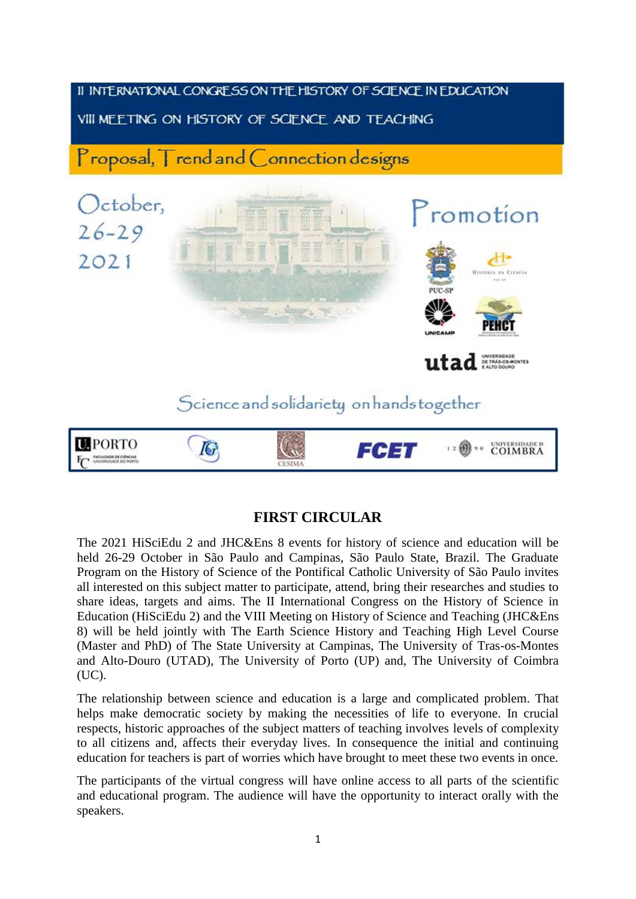II INTERNATIONAL CONGRESS ON THE HISTORY OF SCIENCE IN EDUCATION

VIII MEETING ON HISTORY OF SCIENCE AND TEACHING

Proposal, Trend and Connection designs

October, 26-29 2021

Promotion

PUC-SP

UNICAMP

PEHCT

utad UNIVERSIDADE DE TRÁS-OS-MONTES E ALTO DOURO

Science and solidariety on hands together

U.PORTO FC FACULDADE DE CIÊNCIAS UNIVERSIDADE DO PORTO

CESIMA

FCET

UNIVERSIDADE D COIMBRA

## FIRST CIRCULAR

The 2021 HiSciEdu 2 and JHC&Ens 8 events for history of science and education will be held 26-29 October in São Paulo and Campinas, São Paulo State, Brazil. The Graduate Program on the History of Science of the Pontifical Catholic University of São Paulo invites all interested on this subject matter to participate, attend, bring their researches and studies to share ideas, targets and aims. The II International Congress on the History of Science in Education (HiSciEdu 2) and the VIII Meeting on History of Science and Teaching (JHC&Ens 8) will be held jointly with The Earth Science History and Teaching High Level Course (Master and PhD) of The State University at Campinas, The University of Tras-os-Montes and Alto-Douro (UTAD), The University of Porto (UP) and, The University of Coimbra (UC).

The relationship between science and education is a large and complicated problem. That helps make democratic society by making the necessities of life to everyone. In crucial respects, historic approaches of the subject matters of teaching involves levels of complexity to all citizens and, affects their everyday lives. In consequence the initial and continuing education for teachers is part of worries which have brought to meet these two events in once.

The participants of the virtual congress will have online access to all parts of the scientific and educational program. The audience will have the opportunity to interact orally with the speakers.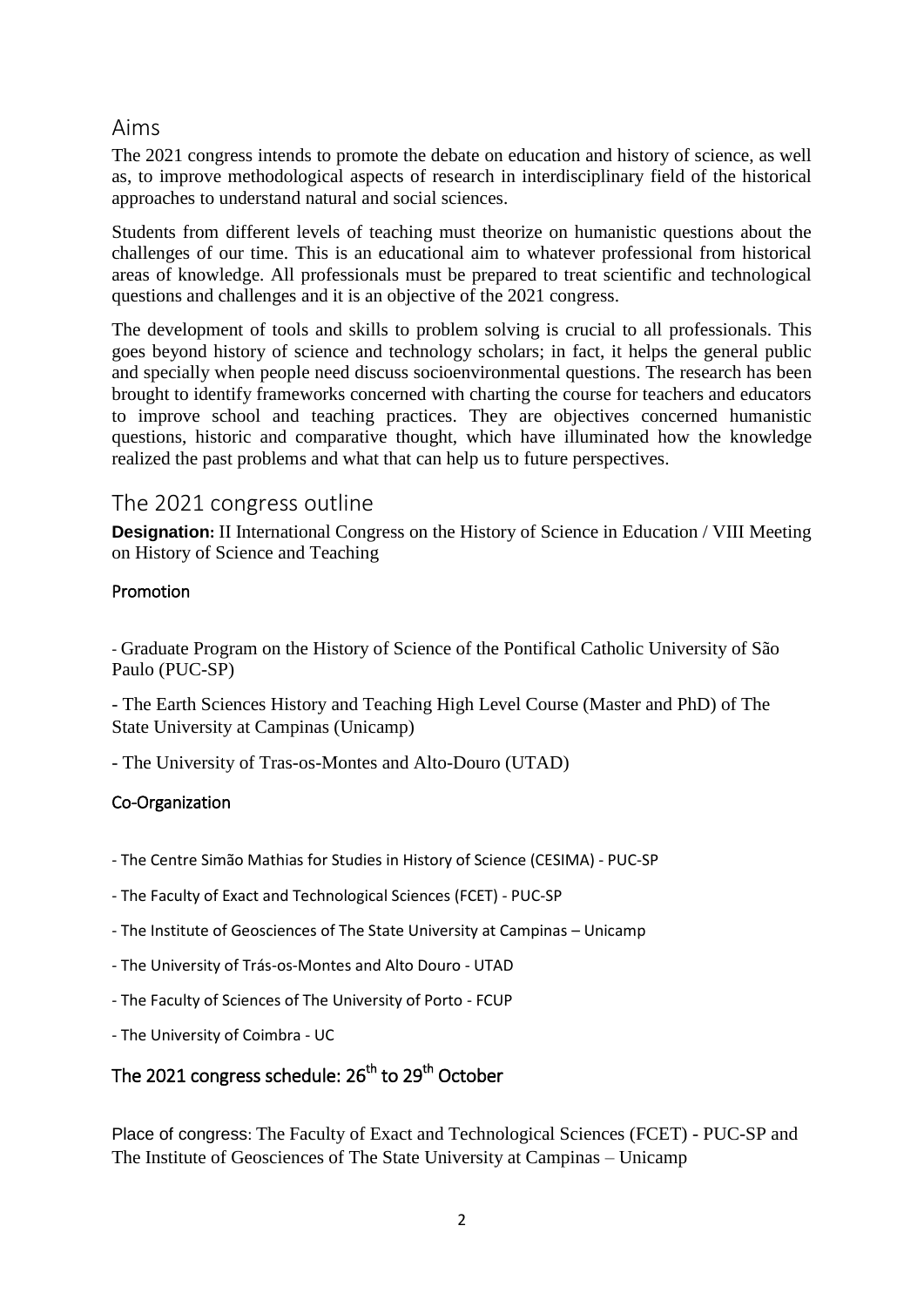## Aims

The 2021 congress intends to promote the debate on education and history of science, as well as, to improve methodological aspects of research in interdisciplinary field of the historical approaches to understand natural and social sciences.

Students from different levels of teaching must theorize on humanistic questions about the challenges of our time. This is an educational aim to whatever professional from historical areas of knowledge. All professionals must be prepared to treat scientific and technological questions and challenges and it is an objective of the 2021 congress.

The development of tools and skills to problem solving is crucial to all professionals. This goes beyond history of science and technology scholars; in fact, it helps the general public and specially when people need discuss socioenvironmental questions. The research has been brought to identify frameworks concerned with charting the course for teachers and educators to improve school and teaching practices. They are objectives concerned humanistic questions, historic and comparative thought, which have illuminated how the knowledge realized the past problems and what that can help us to future perspectives.

## The 2021 congress outline

**Designation:** II International Congress on the History of Science in Education / VIII Meeting on History of Science and Teaching

### Promotion

- Graduate Program on the History of Science of the Pontifical Catholic University of São Paulo (PUC-SP)
- The Earth Sciences History and Teaching High Level Course (Master and PhD) of The State University at Campinas (Unicamp)
- The University of Tras-os-Montes and Alto-Douro (UTAD)

### Co-Organization

- The Centre Simão Mathias for Studies in History of Science (CESIMA) - PUC-SP
- The Faculty of Exact and Technological Sciences (FCET) - PUC-SP
- The Institute of Geosciences of The State University at Campinas – Unicamp
- The University of Trás-os-Montes and Alto Douro - UTAD
- The Faculty of Sciences of The University of Porto - FCUP
- The University of Coimbra - UC

### The 2021 congress schedule: 26th to 29th October

Place of congress: The Faculty of Exact and Technological Sciences (FCET) - PUC-SP and The Institute of Geosciences of The State University at Campinas – Unicamp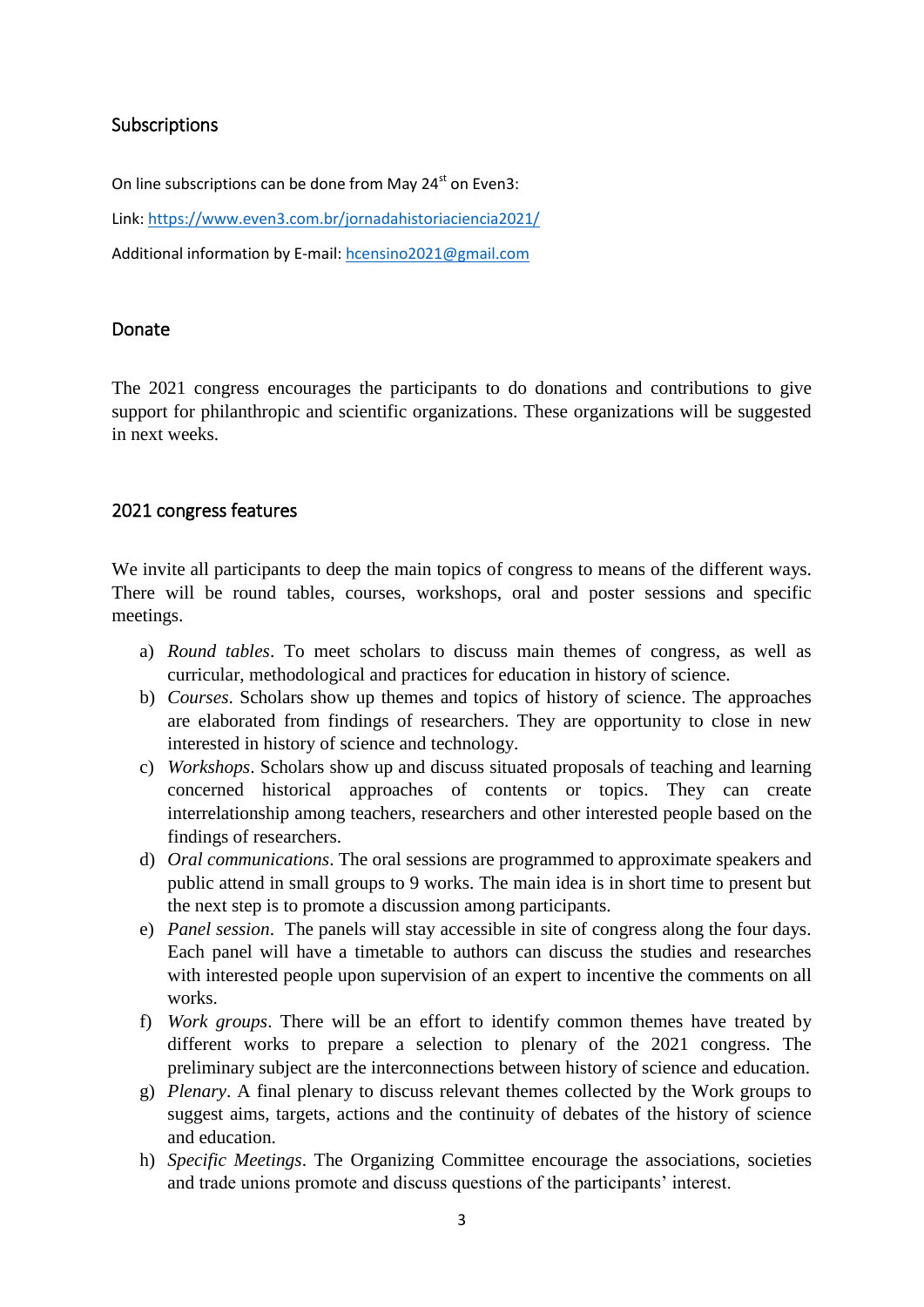## Subscriptions

On line subscriptions can be done from May 24st on Even3:

Link: https://www.even3.com.br/jornadahistoriaciencia2021/

Additional information by E-mail: hcensino2021@gmail.com

## Donate

The 2021 congress encourages the participants to do donations and contributions to give support for philanthropic and scientific organizations. These organizations will be suggested in next weeks.

## 2021 congress features

We invite all participants to deep the main topics of congress to means of the different ways. There will be round tables, courses, workshops, oral and poster sessions and specific meetings.

a) *Round tables*. To meet scholars to discuss main themes of congress, as well as curricular, methodological and practices for education in history of science.
b) *Courses*. Scholars show up themes and topics of history of science. The approaches are elaborated from findings of researchers. They are opportunity to close in new interested in history of science and technology.
c) *Workshops*. Scholars show up and discuss situated proposals of teaching and learning concerned historical approaches of contents or topics. They can create interrelationship among teachers, researchers and other interested people based on the findings of researchers.
d) *Oral communications*. The oral sessions are programmed to approximate speakers and public attend in small groups to 9 works. The main idea is in short time to present but the next step is to promote a discussion among participants.
e) *Panel session*. The panels will stay accessible in site of congress along the four days. Each panel will have a timetable to authors can discuss the studies and researches with interested people upon supervision of an expert to incentive the comments on all works.
f) *Work groups*. There will be an effort to identify common themes have treated by different works to prepare a selection to plenary of the 2021 congress. The preliminary subject are the interconnections between history of science and education.
g) *Plenary*. A final plenary to discuss relevant themes collected by the Work groups to suggest aims, targets, actions and the continuity of debates of the history of science and education.
h) *Specific Meetings*. The Organizing Committee encourage the associations, societies and trade unions promote and discuss questions of the participants' interest.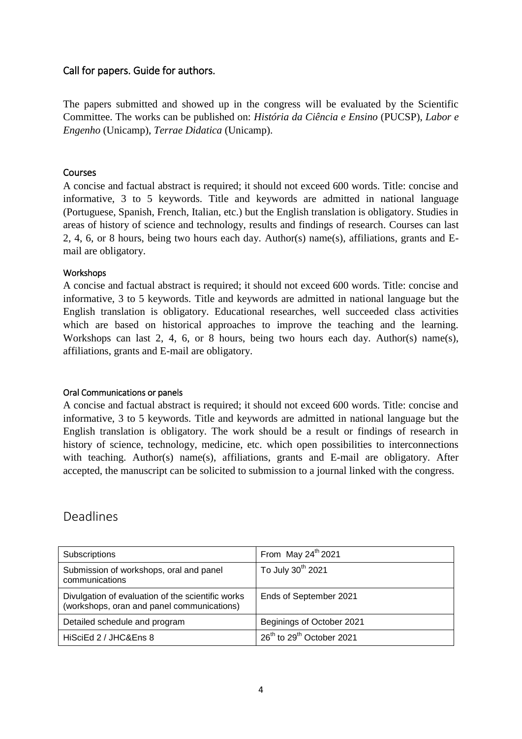## Call for papers. Guide for authors.

The papers submitted and showed up in the congress will be evaluated by the Scientific Committee. The works can be published on: *História da Ciência e Ensino* (PUCSP), *Labor e Engenho* (Unicamp), *Terrae Didatica* (Unicamp).

### Courses

A concise and factual abstract is required; it should not exceed 600 words. Title: concise and informative, 3 to 5 keywords. Title and keywords are admitted in national language (Portuguese, Spanish, French, Italian, etc.) but the English translation is obligatory. Studies in areas of history of science and technology, results and findings of research. Courses can last 2, 4, 6, or 8 hours, being two hours each day. Author(s) name(s), affiliations, grants and E-mail are obligatory.

### Workshops

A concise and factual abstract is required; it should not exceed 600 words. Title: concise and informative, 3 to 5 keywords. Title and keywords are admitted in national language but the English translation is obligatory. Educational researches, well succeeded class activities which are based on historical approaches to improve the teaching and the learning. Workshops can last 2, 4, 6, or 8 hours, being two hours each day. Author(s) name(s), affiliations, grants and E-mail are obligatory.

### Oral Communications or panels

A concise and factual abstract is required; it should not exceed 600 words. Title: concise and informative, 3 to 5 keywords. Title and keywords are admitted in national language but the English translation is obligatory. The work should be a result or findings of research in history of science, technology, medicine, etc. which open possibilities to interconnections with teaching. Author(s) name(s), affiliations, grants and E-mail are obligatory. After accepted, the manuscript can be solicited to submission to a journal linked with the congress.

## Deadlines

| | |
|---|---|
| Subscriptions | From May 24th 2021 |
| Submission of workshops, oral and panel communications | To July 30th 2021 |
| Divulgation of evaluation of the scientific works (workshops, oran and panel communications) | Ends of September 2021 |
| Detailed schedule and program | Beginings of October 2021 |
| HiSciEd 2 / JHC&Ens 8 | 26th to 29th October 2021 |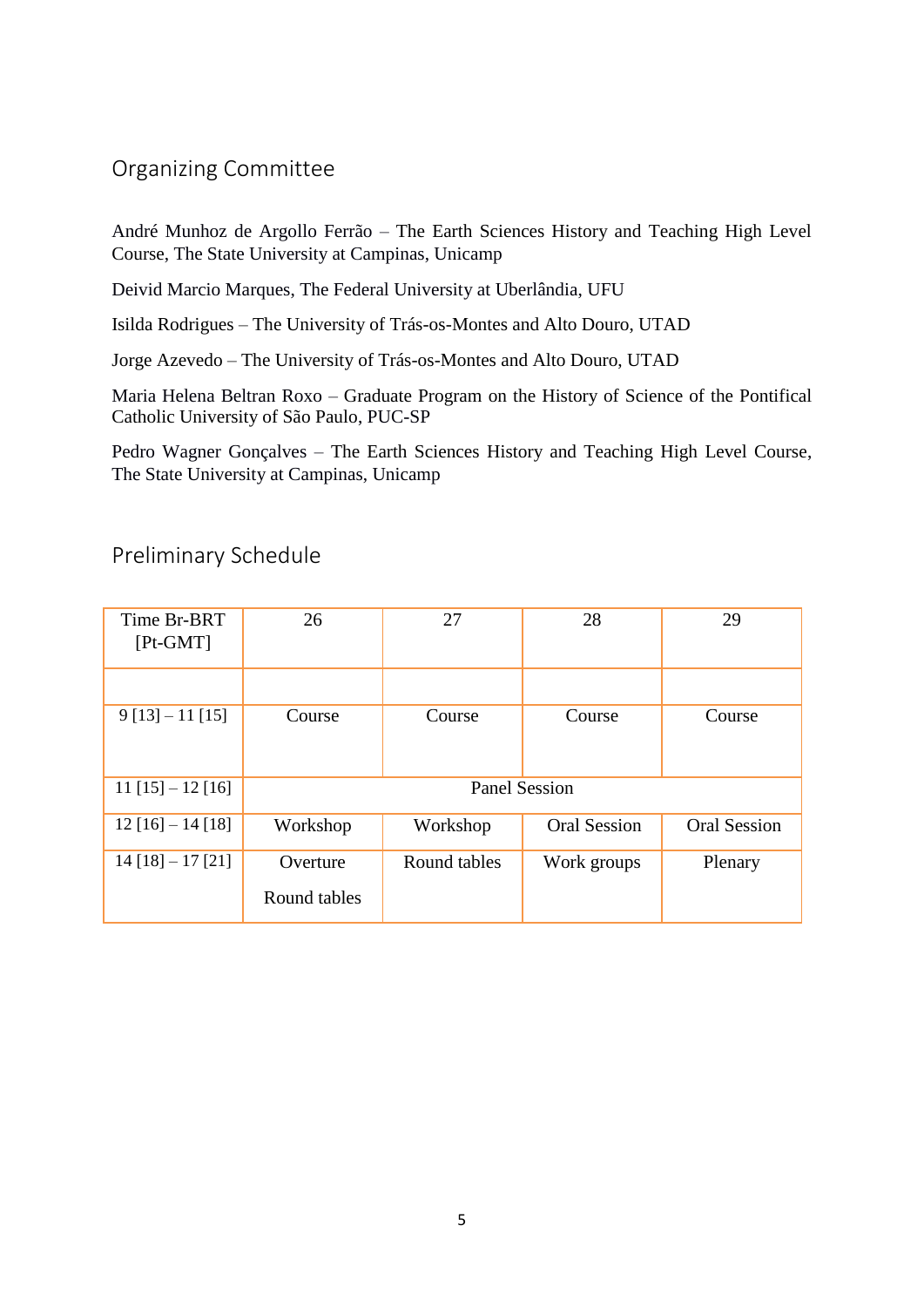## Organizing Committee

André Munhoz de Argollo Ferrão – The Earth Sciences History and Teaching High Level Course, The State University at Campinas, Unicamp

Deivid Marcio Marques, The Federal University at Uberlândia, UFU

Isilda Rodrigues – The University of Trás-os-Montes and Alto Douro, UTAD

Jorge Azevedo – The University of Trás-os-Montes and Alto Douro, UTAD

Maria Helena Beltran Roxo – Graduate Program on the History of Science of the Pontifical Catholic University of São Paulo, PUC-SP

Pedro Wagner Gonçalves – The Earth Sciences History and Teaching High Level Course, The State University at Campinas, Unicamp

## Preliminary Schedule

| Time Br-BRT [Pt-GMT] | 26 | 27 | 28 | 29 |
|---|---|---|---|---|
| | | | | |
| 9 [13] – 11 [15] | Course | Course | Course | Course |
| 11 [15] – 12 [16] | Panel Session | | | |
| 12 [16] – 14 [18] | Workshop | Workshop | Oral Session | Oral Session |
| 14 [18] – 17 [21] | Overture<br>Round tables | Round tables | Work groups | Plenary |